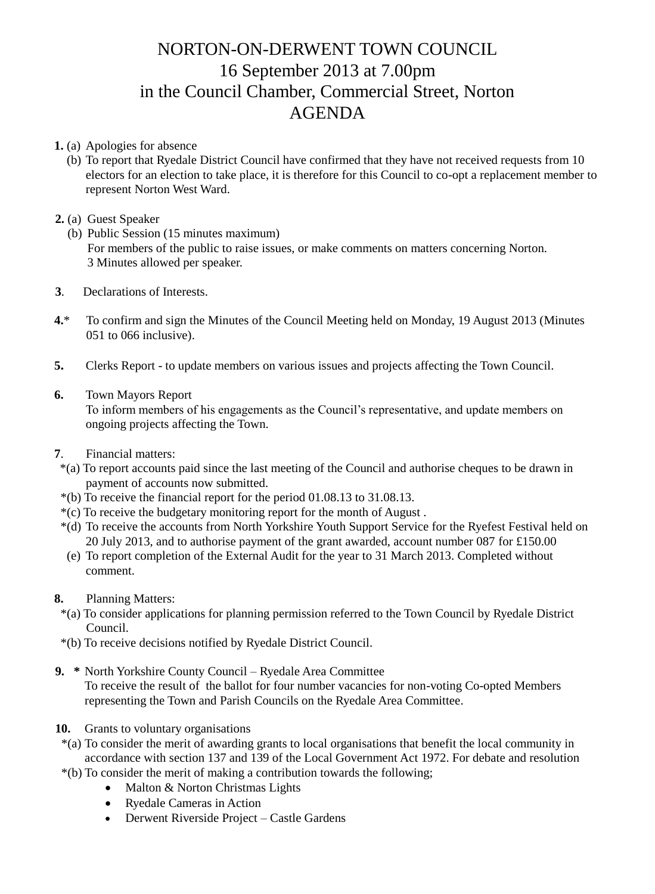# NORTON-ON-DERWENT TOWN COUNCIL
# 16 September 2013 at 7.00pm
# in the Council Chamber, Commercial Street, Norton
# AGENDA

**1.** (a) Apologies for absence

(b) To report that Ryedale District Council have confirmed that they have not received requests from 10 electors for an election to take place, it is therefore for this Council to co-opt a replacement member to represent Norton West Ward.

**2.** (a) Guest Speaker

(b) Public Session (15 minutes maximum)
For members of the public to raise issues, or make comments on matters concerning Norton.
3 Minutes allowed per speaker.

**3**. Declarations of Interests.

**4.*** To confirm and sign the Minutes of the Council Meeting held on Monday, 19 August 2013 (Minutes 051 to 066 inclusive).

**5.** Clerks Report - to update members on various issues and projects affecting the Town Council.

**6.** Town Mayors Report
To inform members of his engagements as the Council's representative, and update members on ongoing projects affecting the Town.

**7**. Financial matters:

*(a) To report accounts paid since the last meeting of the Council and authorise cheques to be drawn in payment of accounts now submitted.

*(b) To receive the financial report for the period 01.08.13 to 31.08.13.

*(c) To receive the budgetary monitoring report for the month of August .

*(d) To receive the accounts from North Yorkshire Youth Support Service for the Ryefest Festival held on 20 July 2013, and to authorise payment of the grant awarded, account number 087 for £150.00

(e) To report completion of the External Audit for the year to 31 March 2013. Completed without comment.

**8.** Planning Matters:

*(a) To consider applications for planning permission referred to the Town Council by Ryedale District Council.

*(b) To receive decisions notified by Ryedale District Council.

**9. *** North Yorkshire County Council – Ryedale Area Committee
To receive the result of the ballot for four number vacancies for non-voting Co-opted Members representing the Town and Parish Councils on the Ryedale Area Committee.

**10.** Grants to voluntary organisations

*(a) To consider the merit of awarding grants to local organisations that benefit the local community in accordance with section 137 and 139 of the Local Government Act 1972. For debate and resolution

*(b) To consider the merit of making a contribution towards the following;

- Malton & Norton Christmas Lights
- Ryedale Cameras in Action
- Derwent Riverside Project – Castle Gardens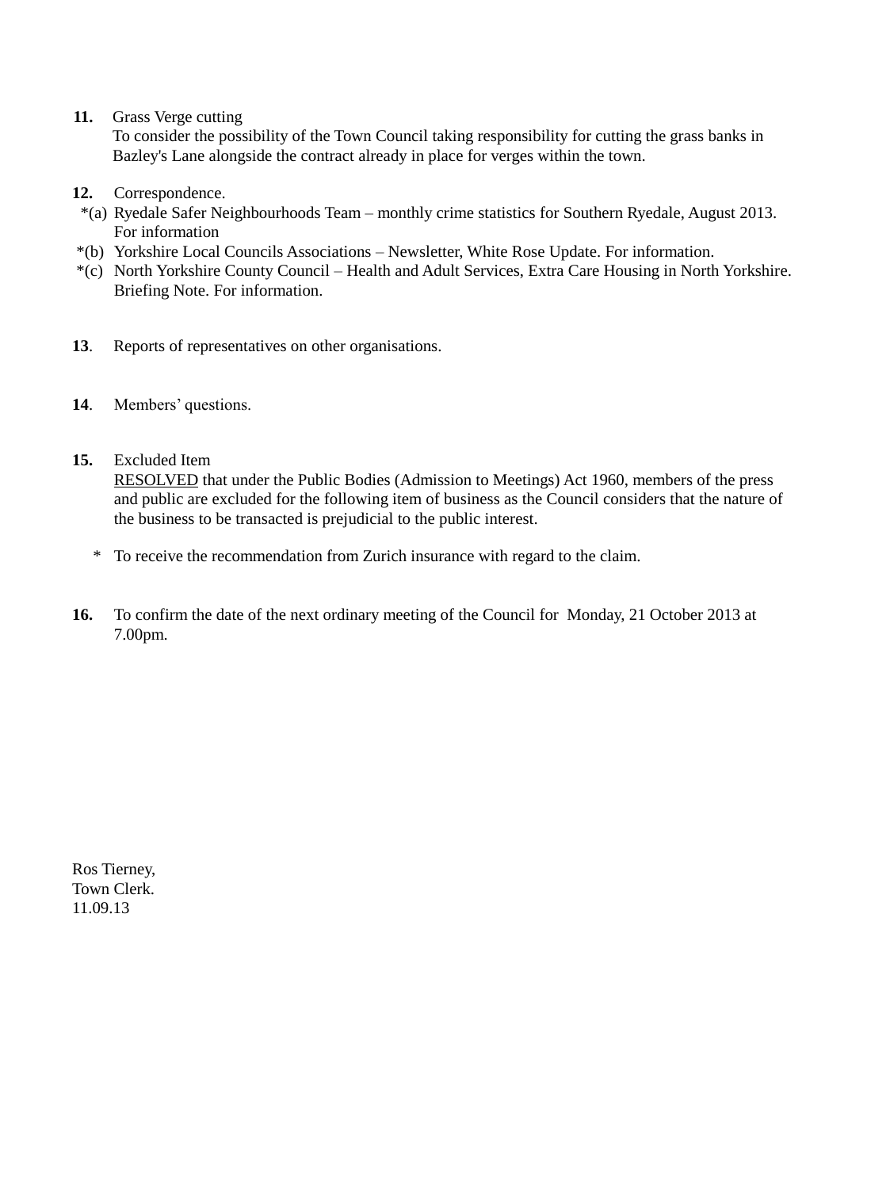**11.** Grass Verge cutting

To consider the possibility of the Town Council taking responsibility for cutting the grass banks in Bazley's Lane alongside the contract already in place for verges within the town.

**12.** Correspondence.

*(a) Ryedale Safer Neighbourhoods Team – monthly crime statistics for Southern Ryedale, August 2013. For information

*(b) Yorkshire Local Councils Associations – Newsletter, White Rose Update. For information.

*(c) North Yorkshire County Council – Health and Adult Services, Extra Care Housing in North Yorkshire. Briefing Note. For information.

**13**. Reports of representatives on other organisations.

**14**. Members' questions.

**15.** Excluded Item

RESOLVED that under the Public Bodies (Admission to Meetings) Act 1960, members of the press and public are excluded for the following item of business as the Council considers that the nature of the business to be transacted is prejudicial to the public interest.

\* To receive the recommendation from Zurich insurance with regard to the claim.

**16.** To confirm the date of the next ordinary meeting of the Council for Monday, 21 October 2013 at 7.00pm.

Ros Tierney,
Town Clerk.
11.09.13